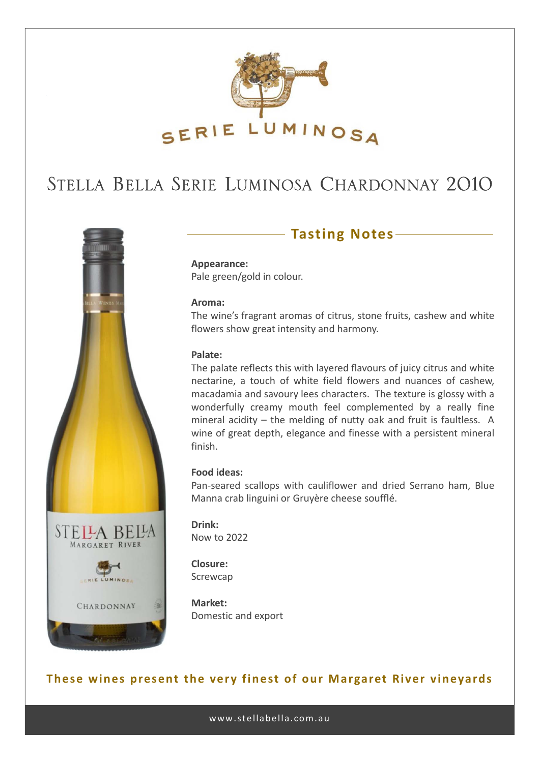SERIE LUMINOSA

# Stella Bella Serie Luminosa Chardonnay 2010

## Tasting Notes

**Appearance:**
Pale green/gold in colour.

**Aroma:**
The wine's fragrant aromas of citrus, stone fruits, cashew and white flowers show great intensity and harmony.

**Palate:**
The palate reflects this with layered flavours of juicy citrus and white nectarine, a touch of white field flowers and nuances of cashew, macadamia and savoury lees characters. The texture is glossy with a wonderfully creamy mouth feel complemented by a really fine mineral acidity – the melding of nutty oak and fruit is faultless. A wine of great depth, elegance and finesse with a persistent mineral finish.

**Food ideas:**
Pan-seared scallops with cauliflower and dried Serrano ham, Blue Manna crab linguini or Gruyère cheese soufflé.

**Drink:**
Now to 2022

**Closure:**
Screwcap

**Market:**
Domestic and export

**These wines present the very finest of our Margaret River vineyards**

www.stellabella.com.au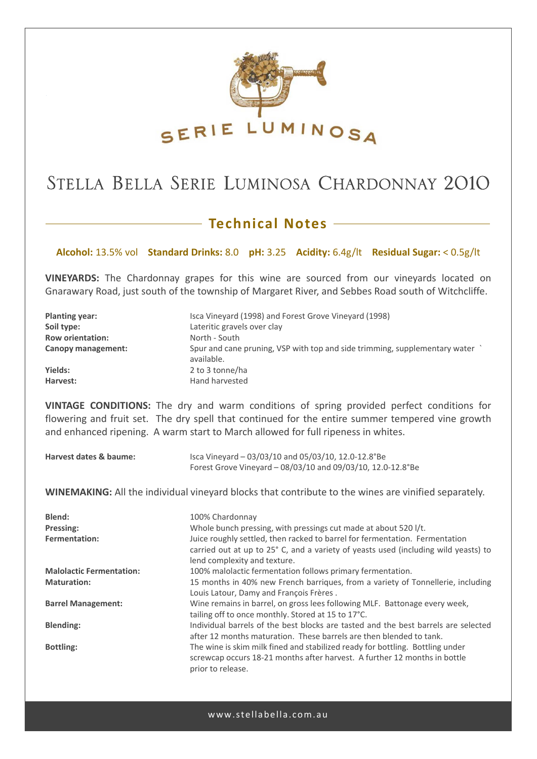SERIE LUMINOSA

# Stella Bella Serie Luminosa Chardonnay 2010

## Technical Notes

**Alcohol:** 13.5% vol **Standard Drinks:** 8.0 **pH:** 3.25 **Acidity:** 6.4g/lt **Residual Sugar:** < 0.5g/lt

**VINEYARDS:** The Chardonnay grapes for this wine are sourced from our vineyards located on Gnarawary Road, just south of the township of Margaret River, and Sebbes Road south of Witchcliffe.

| | |
|---|---|
| **Planting year:** | Isca Vineyard (1998) and Forest Grove Vineyard (1998) |
| **Soil type:** | Lateritic gravels over clay |
| **Row orientation:** | North - South |
| **Canopy management:** | Spur and cane pruning, VSP with top and side trimming, supplementary water ` available. |
| **Yields:** | 2 to 3 tonne/ha |
| **Harvest:** | Hand harvested |

**VINTAGE CONDITIONS:** The dry and warm conditions of spring provided perfect conditions for flowering and fruit set. The dry spell that continued for the entire summer tempered vine growth and enhanced ripening. A warm start to March allowed for full ripeness in whites.

| | |
|---|---|
| **Harvest dates & baume:** | Isca Vineyard – 03/03/10 and 05/03/10, 12.0-12.8°Be<br>Forest Grove Vineyard – 08/03/10 and 09/03/10, 12.0-12.8°Be |

**WINEMAKING:** All the individual vineyard blocks that contribute to the wines are vinified separately.

| | |
|---|---|
| **Blend:** | 100% Chardonnay |
| **Pressing:** | Whole bunch pressing, with pressings cut made at about 520 l/t. |
| **Fermentation:** | Juice roughly settled, then racked to barrel for fermentation. Fermentation carried out at up to 25° C, and a variety of yeasts used (including wild yeasts) to lend complexity and texture. |
| **Malolactic Fermentation:** | 100% malolactic fermentation follows primary fermentation. |
| **Maturation:** | 15 months in 40% new French barriques, from a variety of Tonnellerie, including Louis Latour, Damy and François Frères . |
| **Barrel Management:** | Wine remains in barrel, on gross lees following MLF. Battonage every week, tailing off to once monthly. Stored at 15 to 17°C. |
| **Blending:** | Individual barrels of the best blocks are tasted and the best barrels are selected after 12 months maturation. These barrels are then blended to tank. |
| **Bottling:** | The wine is skim milk fined and stabilized ready for bottling. Bottling under screwcap occurs 18-21 months after harvest. A further 12 months in bottle prior to release. |

www.stellabella.com.au